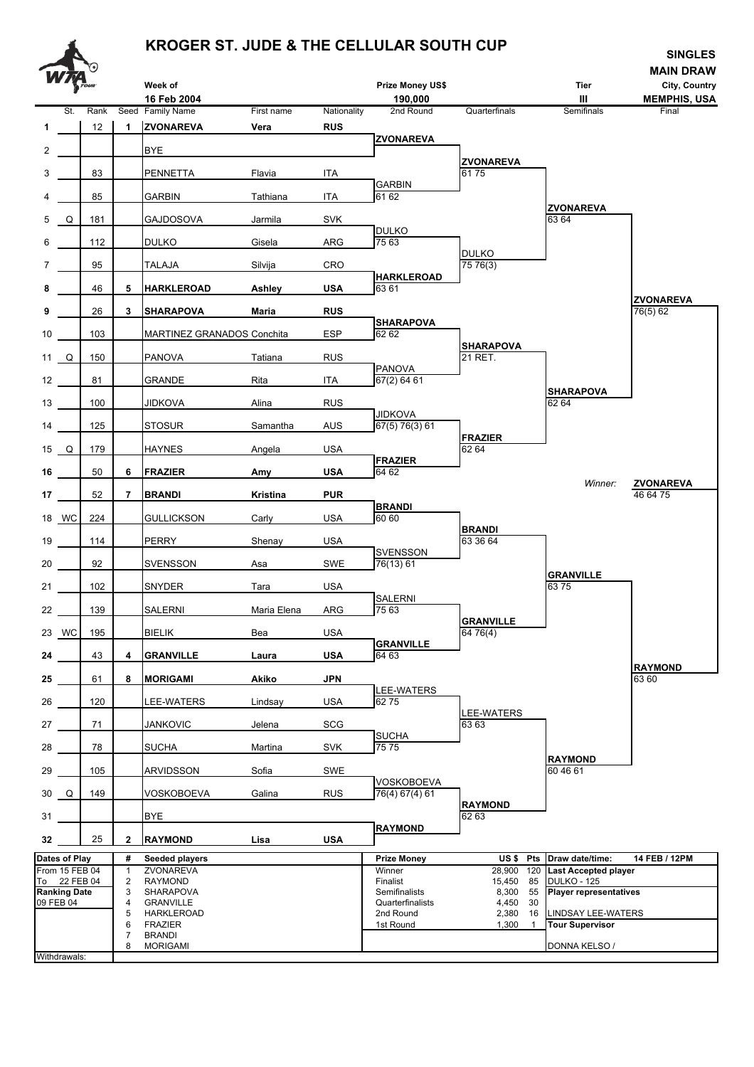# KROGER ST. JUDE & THE CELLULAR SOUTH CUP

**SINGLES MAIN DRAW**

| Week of | Prize Money US$ | Tier | City, Country |
|---|---|---|---|
| 16 Feb 2004 | 190,000 | III | MEMPHIS, USA |

| # | St. | Rank | Seed | Family Name | First name | Nationality |
|---|---|---|---|---|---|---|
| 1 | | 12 | 1 | **ZVONAREVA** | **Vera** | **RUS** |
| 2 | | | | BYE | | |
| 3 | | 83 | | PENNETTA | Flavia | ITA |
| 4 | | 85 | | GARBIN | Tathiana | ITA |
| 5 | Q | 181 | | GAJDOSOVA | Jarmila | SVK |
| 6 | | 112 | | DULKO | Gisela | ARG |
| 7 | | 95 | | TALAJA | Silvija | CRO |
| 8 | | 46 | 5 | **HARKLEROAD** | **Ashley** | **USA** |
| 9 | | 26 | 3 | **SHARAPOVA** | **Maria** | **RUS** |
| 10 | | 103 | | MARTINEZ GRANADOS | Conchita | ESP |
| 11 | Q | 150 | | PANOVA | Tatiana | RUS |
| 12 | | 81 | | GRANDE | Rita | ITA |
| 13 | | 100 | | JIDKOVA | Alina | RUS |
| 14 | | 125 | | STOSUR | Samantha | AUS |
| 15 | Q | 179 | | HAYNES | Angela | USA |
| 16 | | 50 | 6 | **FRAZIER** | **Amy** | **USA** |
| 17 | | 52 | 7 | **BRANDI** | **Kristina** | **PUR** |
| 18 | WC | 224 | | GULLICKSON | Carly | USA |
| 19 | | 114 | | PERRY | Shenay | USA |
| 20 | | 92 | | SVENSSON | Asa | SWE |
| 21 | | 102 | | SNYDER | Tara | USA |
| 22 | | 139 | | SALERNI | Maria Elena | ARG |
| 23 | WC | 195 | | BIELIK | Bea | USA |
| 24 | | 43 | 4 | **GRANVILLE** | **Laura** | **USA** |
| 25 | | 61 | 8 | **MORIGAMI** | **Akiko** | **JPN** |
| 26 | | 120 | | LEE-WATERS | Lindsay | USA |
| 27 | | 71 | | JANKOVIC | Jelena | SCG |
| 28 | | 78 | | SUCHA | Martina | SVK |
| 29 | | 105 | | ARVIDSSON | Sofia | SWE |
| 30 | Q | 149 | | VOSKOBOEVA | Galina | RUS |
| 31 | | | | BYE | | |
| 32 | | 25 | 2 | **RAYMOND** | **Lisa** | **USA** |

**2nd Round**

- ZVONAREVA
- GARBIN 61 62
- DULKO 75 63
- HARKLEROAD 63 61
- SHARAPOVA 62 62
- PANOVA 67(2) 64 61
- JIDKOVA 67(5) 76(3) 61
- FRAZIER 64 62
- BRANDI 60 60
- SVENSSON 76(13) 61
- SALERNI 75 63
- GRANVILLE 64 63
- LEE-WATERS 62 75
- SUCHA 75 75
- VOSKOBOEVA 76(4) 67(4) 61
- RAYMOND

**Quarterfinals**

- ZVONAREVA 61 75
- DULKO 75 76(3)
- SHARAPOVA 21 RET.
- FRAZIER 62 64
- BRANDI 63 36 64
- GRANVILLE 64 76(4)
- LEE-WATERS 63 63
- RAYMOND 62 63

**Semifinals**

- ZVONAREVA 63 64
- SHARAPOVA 62 64
- GRANVILLE 63 75
- RAYMOND 60 46 61

**Final**

- ZVONAREVA 76(5) 62
- RAYMOND 63 60

*Winner:* **ZVONAREVA** 46 64 75

| Dates of Play | # | Seeded players | Prize Money | US $ | Pts | |
|---|---|---|---|---|---|---|
| From 15 FEB 04 | 1 | ZVONAREVA | Winner | 28,900 | 120 | **Draw date/time:** 14 FEB / 12PM |
| To 22 FEB 04 | 2 | RAYMOND | Finalist | 15,450 | 85 | **Last Accepted player** DULKO - 125 |
| **Ranking Date** | 3 | SHARAPOVA | Semifinalists | 8,300 | 55 | **Player representatives** |
| 09 FEB 04 | 4 | GRANVILLE | Quarterfinalists | 4,450 | 30 | |
| | 5 | HARKLEROAD | 2nd Round | 2,380 | 16 | LINDSAY LEE-WATERS |
| | 6 | FRAZIER | 1st Round | 1,300 | 1 | **Tour Supervisor** |
| | 7 | BRANDI | | | | |
| | 8 | MORIGAMI | | | | DONNA KELSO / |

Withdrawals: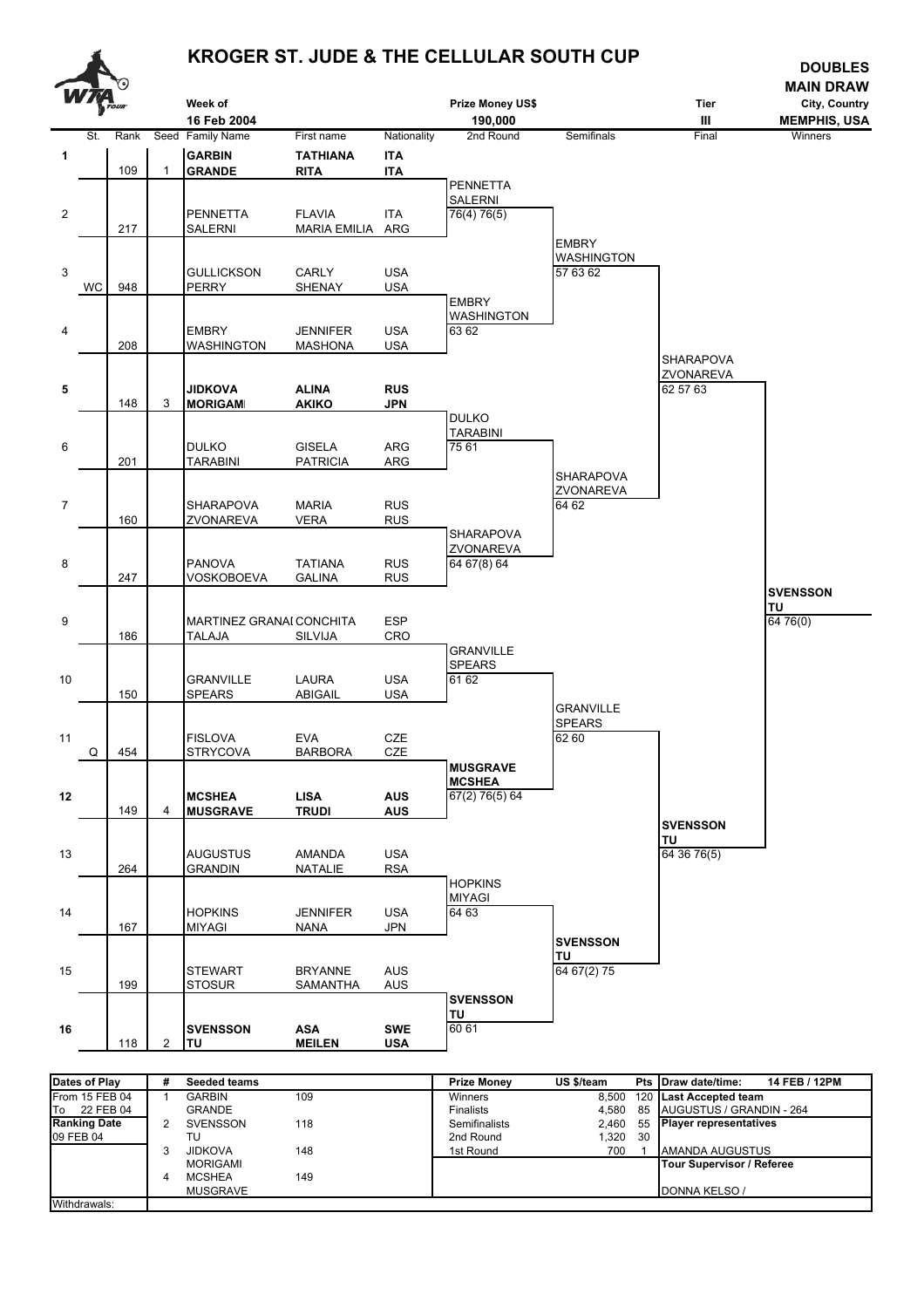# KROGER ST. JUDE & THE CELLULAR SOUTH CUP

**DOUBLES MAIN DRAW**

| Week of | Prize Money US$ | Tier | City, Country |
|---|---|---|---|
| 16 Feb 2004 | 190,000 | III | MEMPHIS, USA |

| # | St. | Rank | Seed | Family Name | First name | Nationality |
|---|---|---|---|---|---|---|
| **1** | | 109 | 1 | **GARBIN** / **GRANDE** | **TATHIANA** / **RITA** | **ITA** / **ITA** |
| 2 | | 217 | | PENNETTA / SALERNI | FLAVIA / MARIA EMILIA | ITA / ARG |
| 3 | WC | 948 | | GULLICKSON / PERRY | CARLY / SHENAY | USA / USA |
| 4 | | 208 | | EMBRY / WASHINGTON | JENNIFER / MASHONA | USA / USA |
| **5** | | 148 | 3 | **JIDKOVA** / **MORIGAMI** | **ALINA** / **AKIKO** | **RUS** / **JPN** |
| 6 | | 201 | | DULKO / TARABINI | GISELA / PATRICIA | ARG / ARG |
| 7 | | 160 | | SHARAPOVA / ZVONAREVA | MARIA / VERA | RUS / RUS |
| 8 | | 247 | | PANOVA / VOSKOBOEVA | TATIANA / GALINA | RUS / RUS |
| 9 | | 186 | | MARTINEZ GRANADOS / TALAJA | CONCHITA / SILVIJA | ESP / CRO |
| 10 | | 150 | | GRANVILLE / SPEARS | LAURA / ABIGAIL | USA / USA |
| 11 | Q | 454 | | FISLOVA / STRYCOVA | EVA / BARBORA | CZE / CZE |
| **12** | | 149 | 4 | **MCSHEA** / **MUSGRAVE** | **LISA** / **TRUDI** | **AUS** / **AUS** |
| 13 | | 264 | | AUGUSTUS / GRANDIN | AMANDA / NATALIE | USA / RSA |
| 14 | | 167 | | HOPKINS / MIYAGI | JENNIFER / NANA | USA / JPN |
| 15 | | 199 | | STEWART / STOSUR | BRYANNE / SAMANTHA | AUS / AUS |
| **16** | | 118 | 2 | **SVENSSON** / **TU** | **ASA** / **MEILEN** | **SWE** / **USA** |

**2nd Round**
- PENNETTA / SALERNI 76(4) 76(5)
- EMBRY / WASHINGTON 63 62
- DULKO / TARABINI 75 61
- SHARAPOVA / ZVONAREVA 64 67(8) 64
- GRANVILLE / SPEARS 61 62
- **MUSGRAVE / MCSHEA** 67(2) 76(5) 64
- HOPKINS / MIYAGI 64 63
- **SVENSSON / TU** 60 61

**Semifinals**
- EMBRY / WASHINGTON 57 63 62
- SHARAPOVA / ZVONAREVA 64 62
- GRANVILLE / SPEARS 62 60
- **SVENSSON / TU** 64 67(2) 75

**Final**
- SHARAPOVA / ZVONAREVA 62 57 63
- **SVENSSON / TU** 64 36 76(5)

**Winners**
- **SVENSSON / TU** 64 76(0)

| Dates of Play | # | Seeded teams | |
|---|---|---|---|
| From 15 FEB 04 | 1 | GARBIN / GRANDE | 109 |
| To 22 FEB 04 | | | |
| **Ranking Date** | 2 | SVENSSON / TU | 118 |
| 09 FEB 04 | | | |
| | 3 | JIDKOVA / MORIGAMI | 148 |
| | 4 | MCSHEA / MUSGRAVE | 149 |
| Withdrawals: | | | |

| Prize Money | US $/team | Pts |
|---|---|---|
| Winners | 8,500 | 120 |
| Finalists | 4,580 | 85 |
| Semifinalists | 2,460 | 55 |
| 2nd Round | 1,320 | 30 |
| 1st Round | 700 | 1 |

**Draw date/time:** 14 FEB / 12PM

**Last Accepted team**
AUGUSTUS / GRANDIN - 264

**Player representatives**
AMANDA AUGUSTUS

**Tour Supervisor / Referee**
DONNA KELSO /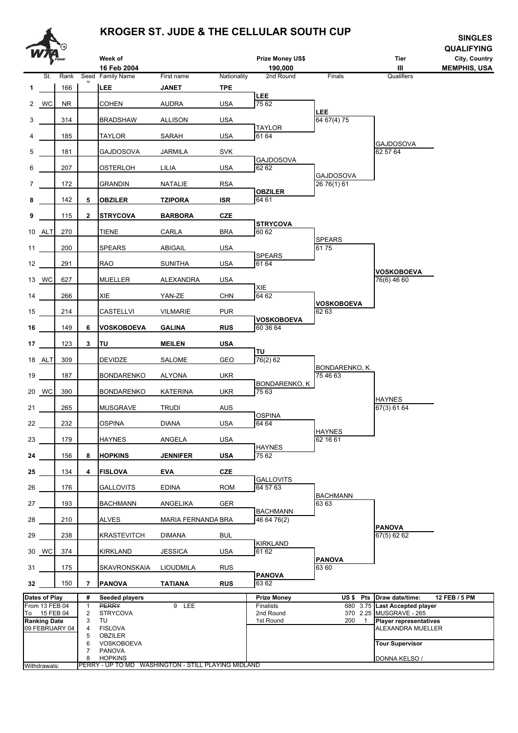# KROGER ST. JUDE & THE CELLULAR SOUTH CUP

**SINGLES QUALIFYING**

| Week of | Prize Money US$ | Tier | City, Country |
|---|---|---|---|
| 16 Feb 2004 | 190,000 | III | MEMPHIS, USA |

| # | St. | Rank | Seed | Family Name | First name | Nationality | 2nd Round | Finals | Qualifiers |
|---|---|---|---|---|---|---|---|---|---|
| 1 | | 166 | | **LEE** | **JANET** | **TPE** | | | |
| | | | | | | | LEE 75 62 | | |
| 2 | WC | NR | | COHEN | AUDRA | USA | | | |
| | | | | | | | | LEE 64 67(4) 75 | |
| 3 | | 314 | | BRADSHAW | ALLISON | USA | | | |
| | | | | | | | TAYLOR 61 64 | | |
| 4 | | 185 | | TAYLOR | SARAH | USA | | | |
| | | | | | | | | | GAJDOSOVA 62 57 64 |
| 5 | | 181 | | GAJDOSOVA | JARMILA | SVK | | | |
| | | | | | | | GAJDOSOVA 62 62 | | |
| 6 | | 207 | | OSTERLOH | LILIA | USA | | | |
| | | | | | | | | GAJDOSOVA 26 76(1) 61 | |
| 7 | | 172 | | GRANDIN | NATALIE | RSA | | | |
| | | | | | | | **OBZILER** 64 61 | | |
| 8 | | 142 | 5 | **OBZILER** | **TZIPORA** | **ISR** | | | |
| 9 | | 115 | 2 | **STRYCOVA** | **BARBORA** | **CZE** | | | |
| | | | | | | | **STRYCOVA** 60 62 | | |
| 10 | ALT | 270 | | TIENE | CARLA | BRA | | | |
| | | | | | | | | SPEARS 61 75 | |
| 11 | | 200 | | SPEARS | ABIGAIL | USA | | | |
| | | | | | | | SPEARS 61 64 | | |
| 12 | | 291 | | RAO | SUNITHA | USA | | | |
| | | | | | | | | | **VOSKOBOEVA** 76(6) 46 60 |
| 13 | WC | 627 | | MUELLER | ALEXANDRA | USA | | | |
| | | | | | | | XIE 64 62 | | |
| 14 | | 266 | | XIE | YAN-ZE | CHN | | | |
| | | | | | | | | **VOSKOBOEVA** 62 63 | |
| 15 | | 214 | | CASTELLVI | VILMARIE | PUR | | | |
| | | | | | | | **VOSKOBOEVA** 60 36 64 | | |
| 16 | | 149 | 6 | **VOSKOBOEVA** | **GALINA** | **RUS** | | | |
| 17 | | 123 | 3 | **TU** | **MEILEN** | **USA** | | | |
| | | | | | | | **TU** 76(2) 62 | | |
| 18 | ALT | 309 | | DEVIDZE | SALOME | GEO | | | |
| | | | | | | | | BONDARENKO, K. 75 46 63 | |
| 19 | | 187 | | BONDARENKO | ALYONA | UKR | | | |
| | | | | | | | BONDARENKO, K 75 63 | | |
| 20 | WC | 390 | | BONDARENKO | KATERINA | UKR | | | |
| | | | | | | | | | HAYNES 67(3) 61 64 |
| 21 | | 265 | | MUSGRAVE | TRUDI | AUS | | | |
| | | | | | | | OSPINA 64 64 | | |
| 22 | | 232 | | OSPINA | DIANA | USA | | | |
| | | | | | | | | HAYNES 62 16 61 | |
| 23 | | 179 | | HAYNES | ANGELA | USA | | | |
| | | | | | | | HAYNES 75 62 | | |
| 24 | | 156 | 8 | **HOPKINS** | **JENNIFER** | **USA** | | | |
| 25 | | 134 | 4 | **FISLOVA** | **EVA** | **CZE** | | | |
| | | | | | | | GALLOVITS 64 57 63 | | |
| 26 | | 176 | | GALLOVITS | EDINA | ROM | | | |
| | | | | | | | | BACHMANN 63 63 | |
| 27 | | 193 | | BACHMANN | ANGELIKA | GER | | | |
| | | | | | | | BACHMANN 46 64 76(2) | | |
| 28 | | 210 | | ALVES | MARIA FERNANDA | BRA | | | |
| | | | | | | | | | **PANOVA** 67(5) 62 62 |
| 29 | | 238 | | KRASTEVITCH | DIMANA | BUL | | | |
| | | | | | | | KIRKLAND 61 62 | | |
| 30 | WC | 374 | | KIRKLAND | JESSICA | USA | | | |
| | | | | | | | | **PANOVA** 63 60 | |
| 31 | | 175 | | SKAVRONSKAIA | LIOUDMILA | RUS | | | |
| | | | | | | | **PANOVA** 63 62 | | |
| 32 | | 150 | 7 | **PANOVA** | **TATIANA** | **RUS** | | | |

| Dates of Play | # | Seeded players | | Prize Money | US $ | Pts | Draw date/time: 12 FEB / 5 PM |
|---|---|---|---|---|---|---|---|
| From 13 FEB 04 | 1 | ~~PERRY~~ | 9 LEE | Finalists | 680 | 3.75 | **Last Accepted player** |
| To 15 FEB 04 | 2 | STRYCOVA | | 2nd Round | 370 | 2.25 | MUSGRAVE - 265 |
| **Ranking Date** | 3 | TU | | 1st Round | 200 | 1 | **Player representatives** |
| 09 FEBRUARY 04 | 4 | FISLOVA | | | | | ALEXANDRA MUELLER |
| | 5 | OBZILER | | | | | |
| | 6 | VOSKOBOEVA | | | | | **Tour Supervisor** |
| | 7 | PANOVA | | | | | |
| | 8 | HOPKINS | | | | | DONNA KELSO / |
| Withdrawals: | | PERRY - UP TO MD WASHINGTON - STILL PLAYING MIDLAND | | | | | |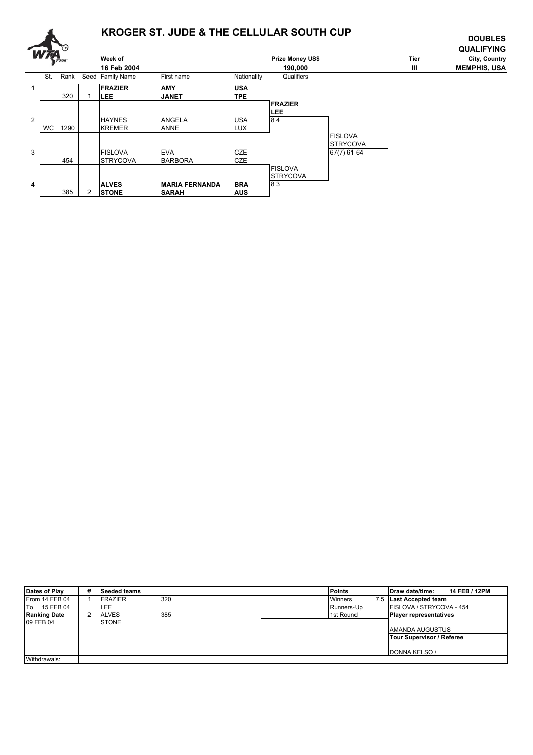# KROGER ST. JUDE & THE CELLULAR SOUTH CUP

**DOUBLES QUALIFYING**

| Week of | Prize Money US$ | Tier | City, Country |
|---|---|---|---|
| 16 Feb 2004 | 190,000 | III | MEMPHIS, USA |

| | St. | Rank | Seed | Family Name | First name | Nationality | Qualifiers | |
|---|---|---|---|---|---|---|---|---|
| 1 | | 320 | 1 | **FRAZIER** / **LEE** | **AMY** / **JANET** | **USA** / **TPE** | | |
| | | | | | | | FRAZIER / LEE 8 4 | |
| 2 | WC | 1290 | | HAYNES / KREMER | ANGELA / ANNE | USA / LUX | | |
| | | | | | | | | FISLOVA / STRYCOVA 67(7) 61 64 |
| 3 | | 454 | | FISLOVA / STRYCOVA | EVA / BARBORA | CZE / CZE | | |
| | | | | | | | FISLOVA / STRYCOVA 8 3 | |
| 4 | | 385 | 2 | **ALVES** / **STONE** | **MARIA FERNANDA** / **SARAH** | **BRA** / **AUS** | | |

| Dates of Play | # | Seeded teams | | Points | | Draw date/time: 14 FEB / 12PM |
|---|---|---|---|---|---|---|
| From 14 FEB 04 | 1 | FRAZIER | 320 | Winners | 7.5 | **Last Accepted team** |
| To 15 FEB 04 | | LEE | | Runners-Up | | FISLOVA / STRYCOVA - 454 |
| **Ranking Date** | 2 | ALVES | 385 | 1st Round | | **Player representatives** |
| 09 FEB 04 | | STONE | | | | AMANDA AUGUSTUS |
| | | | | | | **Tour Supervisor / Referee** |
| | | | | | | DONNA KELSO / |
| Withdrawals: | | | | | | |